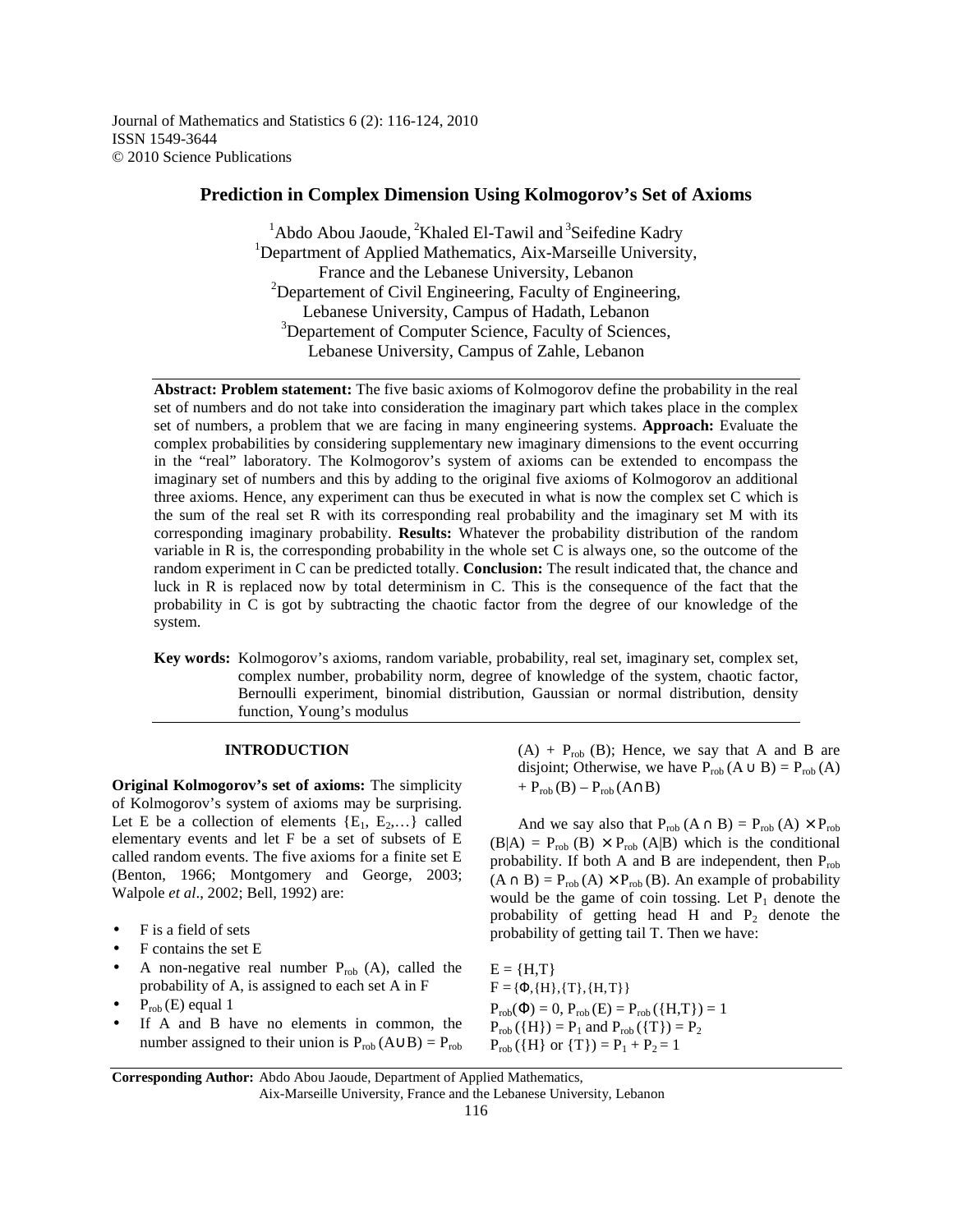# Prediction in Complex Dimension Using Kolmogorov's Set of Axioms

[1]Abdo Abou Jaoude, [2]Khaled El-Tawil and [3]Seifedine Kadry

[1]Department of Applied Mathematics, Aix-Marseille University, France and the Lebanese University, Lebanon

[2]Departement of Civil Engineering, Faculty of Engineering, Lebanese University, Campus of Hadath, Lebanon

[3]Departement of Computer Science, Faculty of Sciences, Lebanese University, Campus of Zahle, Lebanon

**Abstract: Problem statement:** The five basic axioms of Kolmogorov define the probability in the real set of numbers and do not take into consideration the imaginary part which takes place in the complex set of numbers, a problem that we are facing in many engineering systems. **Approach:** Evaluate the complex probabilities by considering supplementary new imaginary dimensions to the event occurring in the "real" laboratory. The Kolmogorov's system of axioms can be extended to encompass the imaginary set of numbers and this by adding to the original five axioms of Kolmogorov an additional three axioms. Hence, any experiment can thus be executed in what is now the complex set C which is the sum of the real set R with its corresponding real probability and the imaginary set M with its corresponding imaginary probability. **Results:** Whatever the probability distribution of the random variable in R is, the corresponding probability in the whole set C is always one, so the outcome of the random experiment in C can be predicted totally. **Conclusion:** The result indicated that, the chance and luck in R is replaced now by total determinism in C. This is the consequence of the fact that the probability in C is got by subtracting the chaotic factor from the degree of our knowledge of the system.

**Key words:** Kolmogorov's axioms, random variable, probability, real set, imaginary set, complex set, complex number, probability norm, degree of knowledge of the system, chaotic factor, Bernoulli experiment, binomial distribution, Gaussian or normal distribution, density function, Young's modulus

## INTRODUCTION

**Original Kolmogorov's set of axioms:** The simplicity of Kolmogorov's system of axioms may be surprising. Let E be a collection of elements $\{E_1, E_2,\ldots\}$ called elementary events and let F be a set of subsets of E called random events. The five axioms for a finite set E (Benton, 1966; Montgomery and George, 2003; Walpole *et al*., 2002; Bell, 1992) are:

- F is a field of sets
- F contains the set E
- A non-negative real number $P_{rob}(A)$, called the probability of A, is assigned to each set A in F
- $P_{rob}(E)$ equal 1
- If A and B have no elements in common, the number assigned to their union is $P_{rob}(A \cup B) = P_{rob}(A) + P_{rob}(B)$; Hence, we say that A and B are disjoint; Otherwise, we have $P_{rob}(A \cup B) = P_{rob}(A) + P_{rob}(B) - P_{rob}(A \cap B)$

And we say also that $P_{rob}(A \cap B) = P_{rob}(A) \times P_{rob}(B|A) = P_{rob}(B) \times P_{rob}(A|B)$ which is the conditional probability. If both A and B are independent, then $P_{rob}(A \cap B) = P_{rob}(A) \times P_{rob}(B)$. An example of probability would be the game of coin tossing. Let $P_1$ denote the probability of getting head H and $P_2$ denote the probability of getting tail T. Then we have:

$$E = \{H,T\}$$
$$F = \{\Phi,\{H\},\{T\},\{H,T\}\}$$
$$P_{rob}(\Phi) = 0,\ P_{rob}(E) = P_{rob}(\{H,T\}) = 1$$
$$P_{rob}(\{H\}) = P_1 \text{ and } P_{rob}(\{T\}) = P_2$$
$$P_{rob}(\{H\} \text{ or } \{T\}) = P_1 + P_2 = 1$$

**Corresponding Author:** Abdo Abou Jaoude, Department of Applied Mathematics, Aix-Marseille University, France and the Lebanese University, Lebanon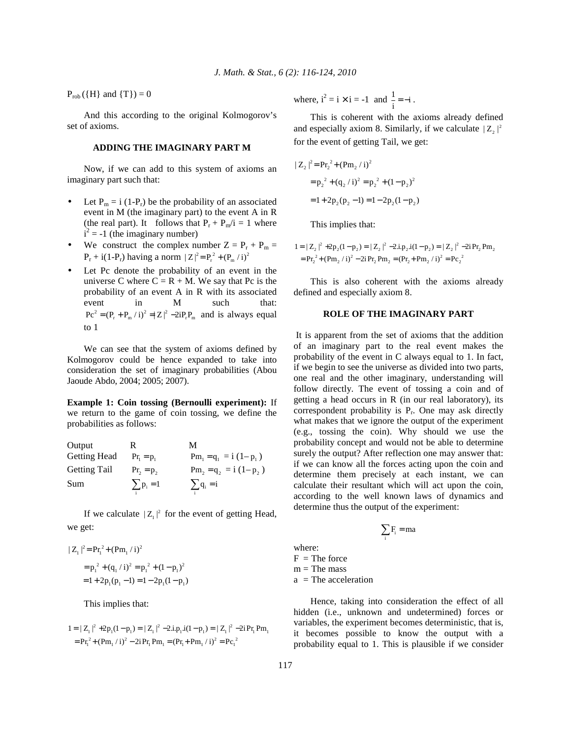$P_{rob}$ ({H} and {T}) = 0

And this according to the original Kolmogorov's set of axioms.

## ADDING THE IMAGINARY PART M

Now, if we can add to this system of axioms an imaginary part such that:

- Let $P_m = i\,(1-P_r)$ be the probability of an associated event in M (the imaginary part) to the event A in R (the real part). It follows that $P_r + P_m/i = 1$ where $i^2 = -1$ (the imaginary number)
- We construct the complex number $Z = P_r + P_m = P_r + i(1-P_r)$ having a norm $|Z|^2 = P_r^2 + (P_m / i)^2$
- Let Pc denote the probability of an event in the universe C where $C = R + M$. We say that Pc is the probability of an event A in R with its associated event in M such that: $Pc^2 = (P_r + P_m / i)^2 = |Z|^2 - 2iP_rP_m$ and is always equal to 1

We can see that the system of axioms defined by Kolmogorov could be hence expanded to take into consideration the set of imaginary probabilities (Abou Jaoude Abdo, 2004; 2005; 2007).

**Example 1: Coin tossing (Bernoulli experiment):** If we return to the game of coin tossing, we define the probabilities as follows:

| Output | R | M |
|---|---|---|
| Getting Head | $Pr_1 = p_1$ | $Pm_1 = q_1 = i\,(1-p_1)$ |
| Getting Tail | $Pr_2 = p_2$ | $Pm_2 = q_2 = i\,(1-p_2)$ |
| Sum | $\sum_i p_i = 1$ | $\sum_i q_i = i$ |

If we calculate $|Z_1|^2$ for the event of getting Head, we get:

$$
\begin{aligned}
|Z_1|^2 &= Pr_1^2 + (Pm_1 / i)^2 \\
&= p_1^2 + (q_1 / i)^2 = p_1^2 + (1-p_1)^2 \\
&= 1 + 2p_1(p_1 - 1) = 1 - 2p_1(1-p_1)
\end{aligned}
$$

This implies that:

$$
\begin{aligned}
1 &= |Z_1|^2 + 2p_1(1-p_1) = |Z_1|^2 - 2.i.p_1.i(1-p_1) = |Z_1|^2 - 2i\,Pr_1\,Pm_1 \\
&= Pr_1^2 + (Pm_1 / i)^2 - 2i\,Pr_1\,Pm_1 = (Pr_1 + Pm_1 / i)^2 = Pc_1^2
\end{aligned}
$$

where, $i^2 = i \times i = -1$ and $\frac{1}{i} = -i$.

This is coherent with the axioms already defined and especially axiom 8. Similarly, if we calculate $|Z_2|^2$ for the event of getting Tail, we get:

$$
\begin{aligned}
|Z_2|^2 &= Pr_2^2 + (Pm_2 / i)^2 \\
&= p_2^2 + (q_2 / i)^2 = p_2^2 + (1-p_2)^2 \\
&= 1 + 2p_2(p_2 - 1) = 1 - 2p_2(1-p_2)
\end{aligned}
$$

This implies that:

$$
\begin{aligned}
1 &= |Z_2|^2 + 2p_2(1-p_2) = |Z_2|^2 - 2.i.p_2.i(1-p_2) = |Z_2|^2 - 2i\,Pr_2\,Pm_2 \\
&= Pr_2^2 + (Pm_2 / i)^2 - 2i\,Pr_2\,Pm_2 = (Pr_2 + Pm_2 / i)^2 = Pc_2^2
\end{aligned}
$$

This is also coherent with the axioms already defined and especially axiom 8.

## ROLE OF THE IMAGINARY PART

It is apparent from the set of axioms that the addition of an imaginary part to the real event makes the probability of the event in C always equal to 1. In fact, if we begin to see the universe as divided into two parts, one real and the other imaginary, understanding will follow directly. The event of tossing a coin and of getting a head occurs in R (in our real laboratory), its correspondent probability is $P_r$. One may ask directly what makes that we ignore the output of the experiment (e.g., tossing the coin). Why should we use the probability concept and would not be able to determine surely the output? After reflection one may answer that: if we can know all the forces acting upon the coin and determine them precisely at each instant, we can calculate their resultant which will act upon the coin, according to the well known laws of dynamics and determine thus the output of the experiment:

$$
\sum_i F_i = ma
$$

where:  
F = The force  
m = The mass  
a = The acceleration

Hence, taking into consideration the effect of all hidden (i.e., unknown and undetermined) forces or variables, the experiment becomes deterministic, that is, it becomes possible to know the output with a probability equal to 1. This is plausible if we consider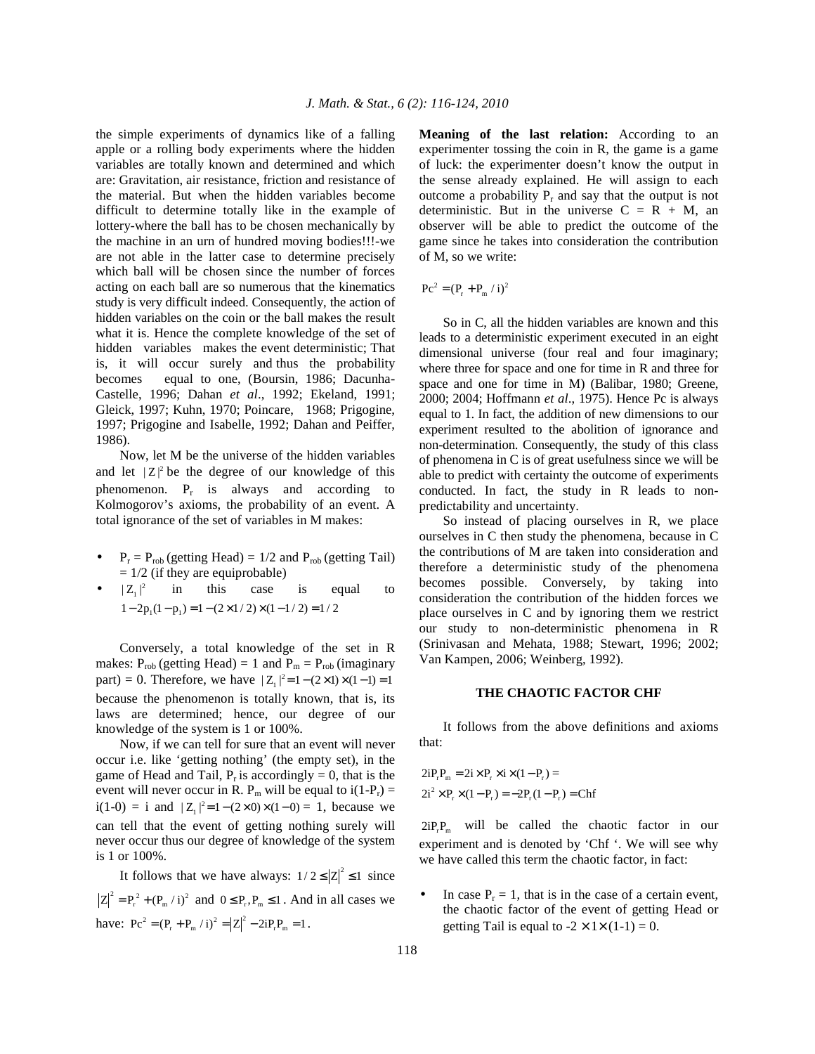the simple experiments of dynamics like of a falling apple or a rolling body experiments where the hidden variables are totally known and determined and which are: Gravitation, air resistance, friction and resistance of the material. But when the hidden variables become difficult to determine totally like in the example of lottery-where the ball has to be chosen mechanically by the machine in an urn of hundred moving bodies!!!-we are not able in the latter case to determine precisely which ball will be chosen since the number of forces acting on each ball are so numerous that the kinematics study is very difficult indeed. Consequently, the action of hidden variables on the coin or the ball makes the result what it is. Hence the complete knowledge of the set of hidden variables makes the event deterministic; That is, it will occur surely and thus the probability becomes equal to one, (Boursin, 1986; Dacunha-Castelle, 1996; Dahan *et al*., 1992; Ekeland, 1991; Gleick, 1997; Kuhn, 1970; Poincare, 1968; Prigogine, 1997; Prigogine and Isabelle, 1992; Dahan and Peiffer, 1986).

Now, let M be the universe of the hidden variables and let $|Z|^2$ be the degree of our knowledge of this phenomenon. $P_r$ is always and according to Kolmogorov's axioms, the probability of an event. A total ignorance of the set of variables in M makes:

- $P_r = P_{rob}$ (getting Head) = 1/2 and $P_{rob}$ (getting Tail) = 1/2 (if they are equiprobable)
- $|Z_1|^2$ in this case is equal to $1-2p_1(1-p_1) = 1-(2\times 1/2)\times(1-1/2) = 1/2$

Conversely, a total knowledge of the set in R makes: $P_{rob}$ (getting Head) = 1 and $P_m = P_{rob}$ (imaginary part) = 0. Therefore, we have $|Z_1|^2 = 1-(2\times 1)\times(1-1) = 1$ because the phenomenon is totally known, that is, its laws are determined; hence, our degree of our knowledge of the system is 1 or 100%.

Now, if we can tell for sure that an event will never occur i.e. like 'getting nothing' (the empty set), in the game of Head and Tail, $P_r$ is accordingly = 0, that is the event will never occur in R. $P_m$ will be equal to $i(1-P_r) = i(1-0) = i$ and $|Z_1|^2 = 1-(2\times 0)\times(1-0) = 1$, because we can tell that the event of getting nothing surely will never occur thus our degree of knowledge of the system is 1 or 100%.

It follows that we have always: $1/2 \le |Z|^2 \le 1$ since $|Z|^2 = P_r^2 + (P_m/i)^2$ and $0 \le P_r, P_m \le 1$. And in all cases we have: $Pc^2 = (P_r + P_m/i)^2 = |Z|^2 - 2iP_rP_m = 1$.

**Meaning of the last relation:** According to an experimenter tossing the coin in R, the game is a game of luck: the experimenter doesn't know the output in the sense already explained. He will assign to each outcome a probability $P_r$ and say that the output is not deterministic. But in the universe C = R + M, an observer will be able to predict the outcome of the game since he takes into consideration the contribution of M, so we write:

$$Pc^2 = (P_r + P_m/i)^2$$

So in C, all the hidden variables are known and this leads to a deterministic experiment executed in an eight dimensional universe (four real and four imaginary; where three for space and one for time in R and three for space and one for time in M) (Balibar, 1980; Greene, 2000; 2004; Hoffmann *et al*., 1975). Hence Pc is always equal to 1. In fact, the addition of new dimensions to our experiment resulted to the abolition of ignorance and non-determination. Consequently, the study of this class of phenomena in C is of great usefulness since we will be able to predict with certainty the outcome of experiments conducted. In fact, the study in R leads to non-predictability and uncertainty.

So instead of placing ourselves in R, we place ourselves in C then study the phenomena, because in C the contributions of M are taken into consideration and therefore a deterministic study of the phenomena becomes possible. Conversely, by taking into consideration the contribution of the hidden forces we place ourselves in C and by ignoring them we restrict our study to non-deterministic phenomena in R (Srinivasan and Mehata, 1988; Stewart, 1996; 2002; Van Kampen, 2006; Weinberg, 1992).

## THE CHAOTIC FACTOR CHF

It follows from the above definitions and axioms that:

$$2iP_rP_m = 2i\times P_r\times i\times(1-P_r) =$$
$$2i^2\times P_r\times(1-P_r) = -2P_r(1-P_r) = \text{Chf}$$

$2iP_rP_m$ will be called the chaotic factor in our experiment and is denoted by 'Chf '. We will see why we have called this term the chaotic factor, in fact:

- In case $P_r = 1$, that is in the case of a certain event, the chaotic factor of the event of getting Head or getting Tail is equal to $-2\times 1\times(1-1) = 0$.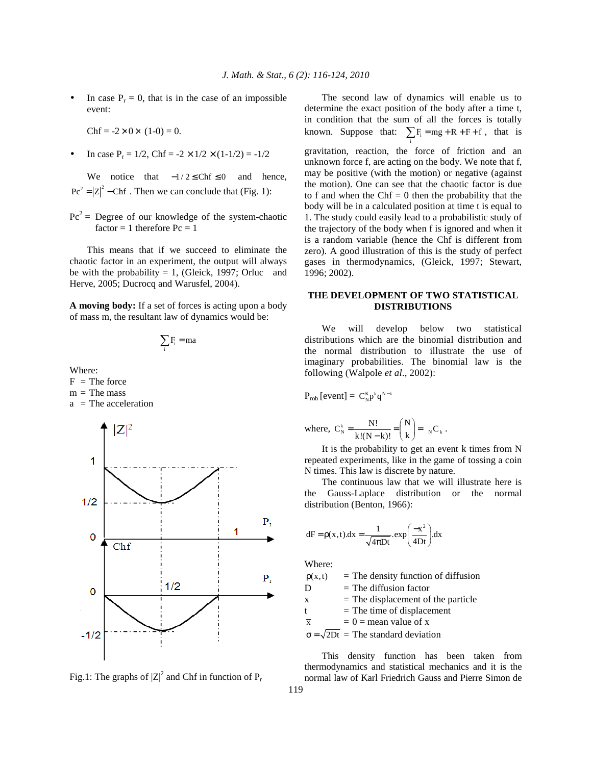- In case $P_r = 0$, that is in the case of an impossible event:

  $Chf = -2 \times 0 \times (1-0) = 0.$

- In case $P_r = 1/2$, $Chf = -2 \times 1/2 \times (1-1/2) = -1/2$

We notice that $-1/2 \le Chf \le 0$ and hence, $Pc^2 = |Z|^2 - Chf$. Then we can conclude that (Fig. 1):

$Pc^2 =$ Degree of our knowledge of the system-chaotic factor = 1 therefore Pc = 1

This means that if we succeed to eliminate the chaotic factor in an experiment, the output will always be with the probability = 1, (Gleick, 1997; Orluc and Herve, 2005; Ducrocq and Warusfel, 2004).

**A moving body:** If a set of forces is acting upon a body of mass m, the resultant law of dynamics would be:

$$\sum_i F_i = ma$$

Where:
F = The force
m = The mass
a = The acceleration

Fig.1: The graphs of $|Z|^2$ and Chf in function of $P_r$

The second law of dynamics will enable us to determine the exact position of the body after a time t, in condition that the sum of all the forces is totally known. Suppose that: $\sum_i F_i = mg + R + F + f$, that is gravitation, reaction, the force of friction and an unknown force f, are acting on the body. We note that f, may be positive (with the motion) or negative (against the motion). One can see that the chaotic factor is due to f and when the Chf = 0 then the probability that the body will be in a calculated position at time t is equal to 1. The study could easily lead to a probabilistic study of the trajectory of the body when f is ignored and when it is a random variable (hence the Chf is different from zero). A good illustration of this is the study of perfect gases in thermodynamics, (Gleick, 1997; Stewart, 1996; 2002).

## THE DEVELOPMENT OF TWO STATISTICAL DISTRIBUTIONS

We will develop below two statistical distributions which are the binomial distribution and the normal distribution to illustrate the use of imaginary probabilities. The binomial law is the following (Walpole *et al*., 2002):

$$P_{rob}[\text{event}] = C_N^K p^k q^{N-k}$$

where, $C_N^k = \frac{N!}{k!(N-k)!} = \binom{N}{k} = {}_N C_k$.

It is the probability to get an event k times from N repeated experiments, like in the game of tossing a coin N times. This law is discrete by nature.

The continuous law that we will illustrate here is the Gauss-Laplace distribution or the normal distribution (Benton, 1966):

$$dF = \rho(x,t).dx = \frac{1}{\sqrt{4\pi Dt}}.\exp\left(\frac{-x^2}{4Dt}\right).dx$$

Where:
$\rho(x,t)$ = The density function of diffusion
D = The diffusion factor
x = The displacement of the particle
t = The time of displacement
$\bar{x}$ = 0 = mean value of x
$\sigma = \sqrt{2Dt}$ = The standard deviation

This density function has been taken from thermodynamics and statistical mechanics and it is the normal law of Karl Friedrich Gauss and Pierre Simon de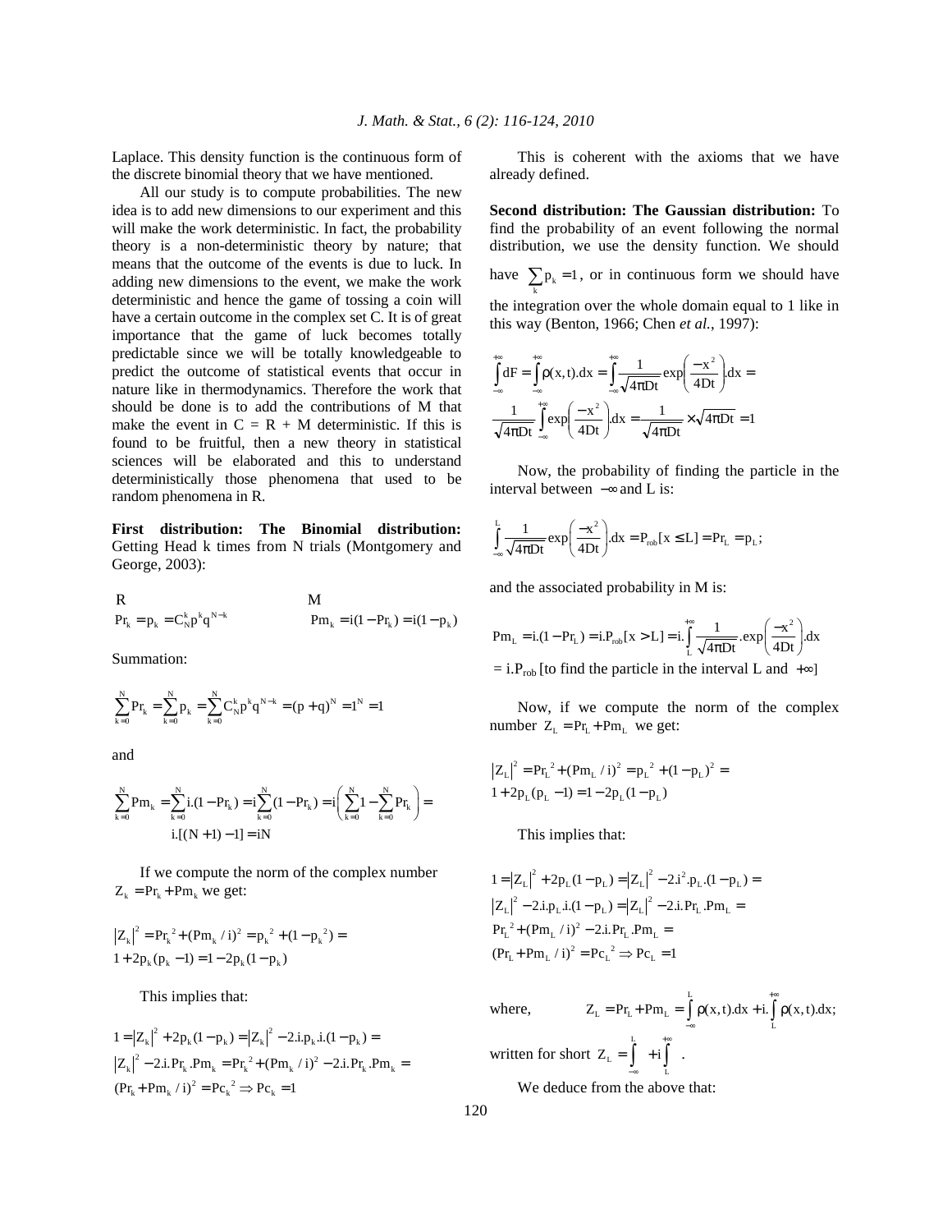Laplace. This density function is the continuous form of the discrete binomial theory that we have mentioned.

All our study is to compute probabilities. The new idea is to add new dimensions to our experiment and this will make the work deterministic. In fact, the probability theory is a non-deterministic theory by nature; that means that the outcome of the events is due to luck. In adding new dimensions to the event, we make the work deterministic and hence the game of tossing a coin will have a certain outcome in the complex set C. It is of great importance that the game of luck becomes totally predictable since we will be totally knowledgeable to predict the outcome of statistical events that occur in nature like in thermodynamics. Therefore the work that should be done is to add the contributions of M that make the event in C = R + M deterministic. If this is found to be fruitful, then a new theory in statistical sciences will be elaborated and this to understand deterministically those phenomena that used to be random phenomena in R.

**First distribution: The Binomial distribution:** Getting Head k times from N trials (Montgomery and George, 2003):

R: $\Pr_k = p_k = C_N^k p^k q^{N-k}$

M: $Pm_k = i(1 - \Pr_k) = i(1 - p_k)$

Summation:

$$\sum_{k=0}^{N} \Pr_k = \sum_{k=0}^{N} p_k = \sum_{k=0}^{N} C_N^k p^k q^{N-k} = (p+q)^N = 1^N = 1$$

and

$$\sum_{k=0}^{N} Pm_k = \sum_{k=0}^{N} i.(1-\Pr_k) = i\sum_{k=0}^{N}(1-\Pr_k) = i\left(\sum_{k=0}^{N}1 - \sum_{k=0}^{N}\Pr_k\right) = i.[(N+1)-1] = iN$$

If we compute the norm of the complex number $Z_k = \Pr_k + Pm_k$ we get:

$$|Z_k|^2 = \Pr_k{}^2 + (Pm_k / i)^2 = p_k{}^2 + (1-p_k{}^2) = 1 + 2p_k(p_k - 1) = 1 - 2p_k(1-p_k)$$

This implies that:

$$1 = |Z_k|^2 + 2p_k(1-p_k) = |Z_k|^2 - 2.i.p_k.i.(1-p_k) = |Z_k|^2 - 2.i.\Pr_k.Pm_k = \Pr_k{}^2 + (Pm_k / i)^2 - 2.i.\Pr_k.Pm_k = (\Pr_k + Pm_k / i)^2 = Pc_k{}^2 \Rightarrow Pc_k = 1$$

This is coherent with the axioms that we have already defined.

**Second distribution: The Gaussian distribution:** To find the probability of an event following the normal distribution, we use the density function. We should have $\sum_k p_k = 1$, or in continuous form we should have the integration over the whole domain equal to 1 like in this way (Benton, 1966; Chen *et al.*, 1997):

$$\int_{-\infty}^{+\infty} dF = \int_{-\infty}^{+\infty} \rho(x,t).dx = \int_{-\infty}^{+\infty} \frac{1}{\sqrt{4\pi Dt}} \exp\left(\frac{-x^2}{4Dt}\right).dx = \frac{1}{\sqrt{4\pi Dt}} \int_{-\infty}^{+\infty} \exp\left(\frac{-x^2}{4Dt}\right).dx = \frac{1}{\sqrt{4\pi Dt}} \times \sqrt{4\pi Dt} = 1$$

Now, the probability of finding the particle in the interval between $-\infty$ and L is:

$$\int_{-\infty}^{L} \frac{1}{\sqrt{4\pi Dt}} \exp\left(\frac{-x^2}{4Dt}\right).dx = P_{rob}[x \le L] = \Pr_L = p_L;$$

and the associated probability in M is:

$$Pm_L = i.(1 - \Pr_L) = i.P_{rob}[x > L] = i.\int_{L}^{+\infty} \frac{1}{\sqrt{4\pi Dt}}.\exp\left(\frac{-x^2}{4Dt}\right).dx$$

= i.$P_{rob}$ [to find the particle in the interval L and $+\infty$]

Now, if we compute the norm of the complex number $Z_L = \Pr_L + Pm_L$ we get:

$$|Z_L|^2 = \Pr_L{}^2 + (Pm_L / i)^2 = p_L{}^2 + (1-p_L)^2 = 1 + 2p_L(p_L - 1) = 1 - 2p_L(1-p_L)$$

This implies that:

$$1 = |Z_L|^2 + 2p_L(1-p_L) = |Z_L|^2 - 2.i^2.p_L.(1-p_L) = |Z_L|^2 - 2.i.p_L.i.(1-p_L) = |Z_L|^2 - 2.i.\Pr_L.Pm_L = \Pr_L{}^2 + (Pm_L / i)^2 - 2.i.\Pr_L.Pm_L = (\Pr_L + Pm_L / i)^2 = Pc_L{}^2 \Rightarrow Pc_L = 1$$

where, $Z_L = \Pr_L + Pm_L = \int_{-\infty}^{L} \rho(x,t).dx + i.\int_{L}^{+\infty} \rho(x,t).dx;$

written for short $Z_L = \int_{-\infty}^{L} + i\int_{L}^{+\infty}$.

We deduce from the above that: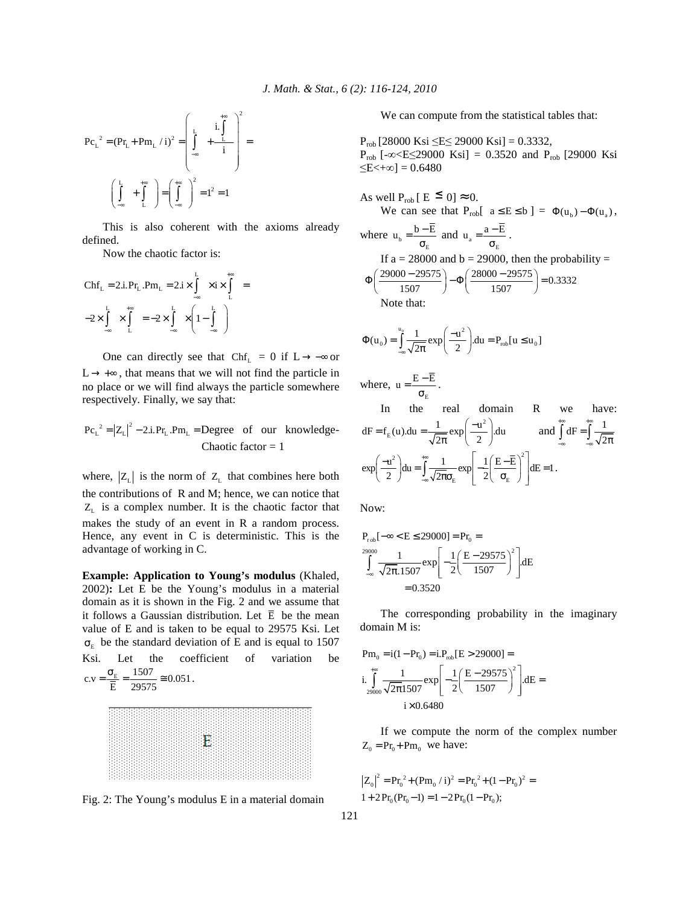$$Pc_L^2 = (Pr_L + Pm_L / i)^2 = \left( \int_{-\infty}^{L} + \frac{i.\int_{L}^{+\infty}}{i} \right)^2 =$$

$$\left( \int_{-\infty}^{L} + \int_{L}^{+\infty} \right) = \left( \int_{-\infty}^{+\infty} \right)^2 = 1^2 = 1$$

This is also coherent with the axioms already defined.

Now the chaotic factor is:

$$Chf_L = 2.i.Pr_L.Pm_L = 2.i \times \int_{-\infty}^{L} \times i \times \int_{L}^{+\infty} =$$

$$-2 \times \int_{-\infty}^{L} \times \int_{L}^{+\infty} = -2 \times \int_{-\infty}^{L} \times \left( 1 - \int_{-\infty}^{L} \right)$$

One can directly see that $Chf_L = 0$ if $L \to -\infty$ or $L \to +\infty$, that means that we will not find the particle in no place or we will find always the particle somewhere respectively. Finally, we say that:

$$Pc_L^2 = |Z_L|^2 - 2.i.Pr_L.Pm_L = \text{Degree of our knowledge} - \text{Chaotic factor} = 1$$

where, $|Z_L|$ is the norm of $Z_L$ that combines here both the contributions of R and M; hence, we can notice that $Z_L$ is a complex number. It is the chaotic factor that makes the study of an event in R a random process. Hence, any event in C is deterministic. This is the advantage of working in C.

**Example: Application to Young's modulus** (Khaled, 2002)**:** Let E be the Young's modulus in a material domain as it is shown in the Fig. 2 and we assume that it follows a Gaussian distribution. Let $\bar{E}$ be the mean value of E and is taken to be equal to 29575 Ksi. Let $\sigma_E$ be the standard deviation of E and is equal to 1507 Ksi. Let the coefficient of variation be $c.v = \frac{\sigma_E}{\bar{E}} = \frac{1507}{29575} \cong 0.051$.

Fig. 2: The Young's modulus E in a material domain

We can compute from the statistical tables that:

$P_{rob}$ [28000 Ksi $\le E \le$ 29000 Ksi] = 0.3332,
$P_{rob}$ [$-\infty < E \le 29000$ Ksi] = 0.3520 and $P_{rob}$ [29000 Ksi $\le E < +\infty$] = 0.6480

As well $P_{rob}$ [ $E \le 0$] $\approx 0$.

We can see that $P_{rob}[\ a \le E \le b\ ] = \Phi(u_b) - \Phi(u_a)$, where $u_b = \frac{b - \bar{E}}{\sigma_E}$ and $u_a = \frac{a - \bar{E}}{\sigma_E}$.

If a = 28000 and b = 29000, then the probability =

$$\Phi\left(\frac{29000 - 29575}{1507}\right) - \Phi\left(\frac{28000 - 29575}{1507}\right) = 0.3332$$

Note that:

$$\Phi(u_0) = \int_{-\infty}^{u_0} \frac{1}{\sqrt{2\pi}} \exp\left(\frac{-u^2}{2}\right).du = P_{rob}[u \le u_0]$$

where, $u = \frac{E - \bar{E}}{\sigma_E}$.

In the real domain R we have: $dF = f_E(u).du = \frac{1}{\sqrt{2\pi}} \exp\left(\frac{-u^2}{2}\right).du$ and $\int_{-\infty}^{+\infty} dF = \int_{-\infty}^{+\infty} \frac{1}{\sqrt{2\pi}} \exp\left(\frac{-u^2}{2}\right) du = \int_{-\infty}^{+\infty} \frac{1}{\sqrt{2\pi}\sigma_E} \exp\left[-\frac{1}{2}\left(\frac{E - \bar{E}}{\sigma_E}\right)^2\right] dE = 1$.

Now:

$$P_{rob}[-\infty < E \le 29000] = Pr_0 = \int_{-\infty}^{29000} \frac{1}{\sqrt{2\pi}.1507} \exp\left[-\frac{1}{2}\left(\frac{E - 29575}{1507}\right)^2\right].dE = 0.3520$$

The corresponding probability in the imaginary domain M is:

$$Pm_0 = i(1 - Pr_0) = i.P_{rob}[E > 29000] = i.\int_{29000}^{+\infty} \frac{1}{\sqrt{2\pi}1507} \exp\left[-\frac{1}{2}\left(\frac{E - 29575}{1507}\right)^2\right].dE = i \times 0.6480$$

If we compute the norm of the complex number $Z_0 = Pr_0 + Pm_0$ we have:

$$|Z_0|^2 = Pr_0^2 + (Pm_0 / i)^2 = Pr_0^2 + (1 - Pr_0)^2 = 1 + 2Pr_0(Pr_0 - 1) = 1 - 2Pr_0(1 - Pr_0);$$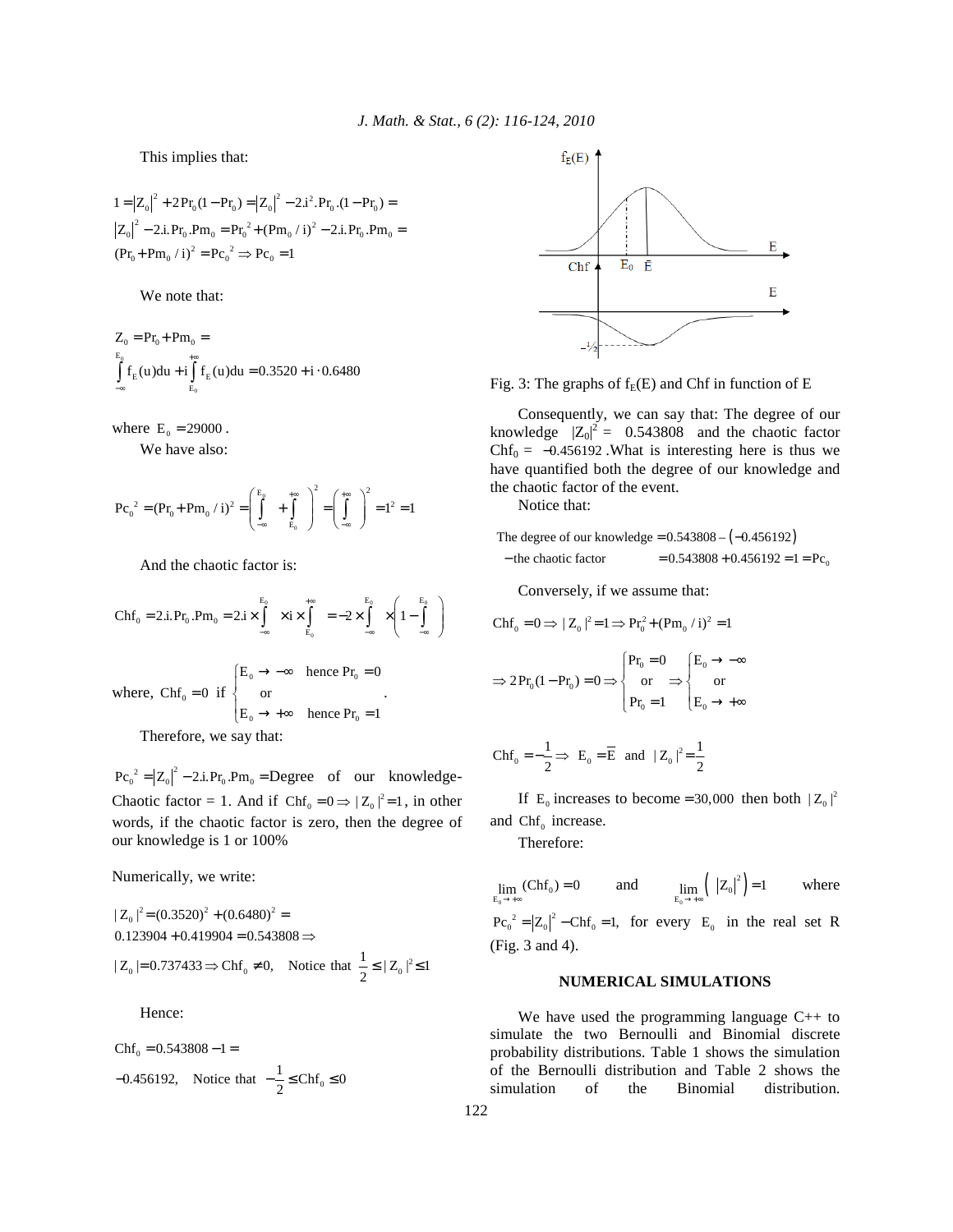This implies that:

$$1 = |Z_0|^2 + 2\,\text{Pr}_0(1-\text{Pr}_0) = |Z_0|^2 - 2.i^2.\text{Pr}_0.(1-\text{Pr}_0) =$$
$$|Z_0|^2 - 2.i.\text{Pr}_0.\text{Pm}_0 = \text{Pr}_0^{\,2} + (\text{Pm}_0 / i)^2 - 2.i.\text{Pr}_0.\text{Pm}_0 =$$
$$(\text{Pr}_0 + \text{Pm}_0 / i)^2 = \text{Pc}_0^{\,2} \Rightarrow \text{Pc}_0 = 1$$

We note that:

$$Z_0 = \text{Pr}_0 + \text{Pm}_0 =$$
$$\int_{-\infty}^{E_0} f_E(u)du + i\int_{E_0}^{+\infty} f_E(u)du = 0.3520 + i\cdot 0.6480$$

where $E_0 = 29000$.

We have also:

$$\text{Pc}_0^{\,2} = (\text{Pr}_0 + \text{Pm}_0 / i)^2 = \left(\int_{-\infty}^{E_0} + \int_{E_0}^{+\infty}\right)^2 = \left(\int_{-\infty}^{+\infty}\right)^2 = 1^2 = 1$$

And the chaotic factor is:

$$\text{Chf}_0 = 2.i.\text{Pr}_0.\text{Pm}_0 = 2.i \times \int_{-\infty}^{E_0} \times i \times \int_{E_0}^{+\infty} = -2 \times \int_{-\infty}^{E_0} \times \left(1 - \int_{-\infty}^{E_0}\right)$$

where, $\text{Chf}_0 = 0$ if $\begin{cases} E_0 \to -\infty & \text{hence } \text{Pr}_0 = 0 \\ \text{or} & \\ E_0 \to +\infty & \text{hence } \text{Pr}_0 = 1 \end{cases}$.

Therefore, we say that:

$\text{Pc}_0^{\,2} = |Z_0|^2 - 2.i.\text{Pr}_0.\text{Pm}_0 =$ Degree of our knowledge-Chaotic factor = 1. And if $\text{Chf}_0 = 0 \Rightarrow |Z_0|^2 = 1$, in other words, if the chaotic factor is zero, then the degree of our knowledge is 1 or 100%

Numerically, we write:

$$|Z_0|^2 = (0.3520)^2 + (0.6480)^2 =$$
$$0.123904 + 0.419904 = 0.543808 \Rightarrow$$
$$|Z_0| = 0.737433 \Rightarrow \text{Chf}_0 \neq 0, \quad \text{Notice that } \frac{1}{2} \le |Z_0|^2 \le 1$$

Hence:

$$\text{Chf}_0 = 0.543808 - 1 =$$
$$-0.456192, \quad \text{Notice that } -\frac{1}{2} \le \text{Chf}_0 \le 0$$

Fig. 3: The graphs of $f_E(E)$ and Chf in function of E

Consequently, we can say that: The degree of our knowledge $|Z_0|^2 = 0.543808$ and the chaotic factor $\text{Chf}_0 = -0.456192$. What is interesting here is thus we have quantified both the degree of our knowledge and the chaotic factor of the event.

Notice that:

$$\text{The degree of our knowledge} = 0.543808 - (-0.456192)$$
$$-\text{the chaotic factor} \qquad = 0.543808 + 0.456192 = 1 = \text{Pc}_0$$

Conversely, if we assume that:

$$\text{Chf}_0 = 0 \Rightarrow |Z_0|^2 = 1 \Rightarrow \text{Pr}_0^2 + (\text{Pm}_0 / i)^2 = 1$$

$$\Rightarrow 2\,\text{Pr}_0(1-\text{Pr}_0) = 0 \Rightarrow \begin{cases} \text{Pr}_0 = 0 \\ \text{or} \\ \text{Pr}_0 = 1 \end{cases} \Rightarrow \begin{cases} E_0 \to -\infty \\ \text{or} \\ E_0 \to +\infty \end{cases}$$

$$\text{Chf}_0 = -\frac{1}{2} \Rightarrow E_0 = \overline{E} \text{ and } |Z_0|^2 = \frac{1}{2}$$

If $E_0$ increases to become $= 30{,}000$ then both $|Z_0|^2$ and $\text{Chf}_0$ increase.

Therefore:

$$\lim_{E_0 \to +\infty} (\text{Chf}_0) = 0 \quad \text{and} \quad \lim_{E_0 \to +\infty} \left(|Z_0|^2\right) = 1 \quad \text{where}$$

$\text{Pc}_0^{\,2} = |Z_0|^2 - \text{Chf}_0 = 1$, for every $E_0$ in the real set R (Fig. 3 and 4).

## NUMERICAL SIMULATIONS

We have used the programming language C++ to simulate the two Bernoulli and Binomial discrete probability distributions. Table 1 shows the simulation of the Bernoulli distribution and Table 2 shows the simulation of the Binomial distribution.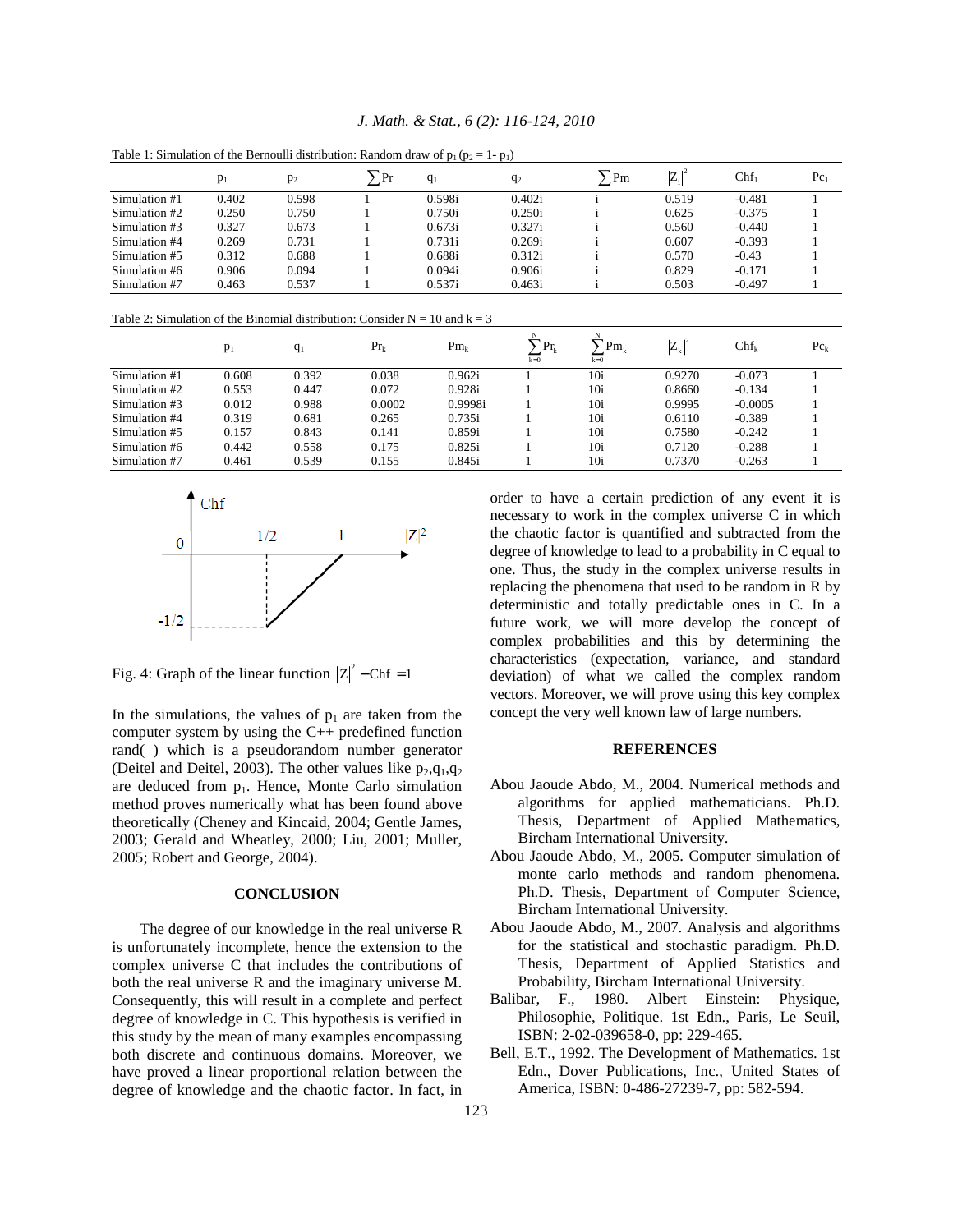Table 1: Simulation of the Bernoulli distribution: Random draw of $p_1$ ($p_2 = 1 - p_1$)

| | $p_1$ | $p_2$ | $\sum \text{Pr}$ | $q_1$ | $q_2$ | $\sum \text{Pm}$ | $\lvert Z_1 \rvert^2$ | $\text{Chf}_1$ | $\text{Pc}_1$ |
|---|---|---|---|---|---|---|---|---|---|
| Simulation #1 | 0.402 | 0.598 | 1 | 0.598i | 0.402i | i | 0.519 | -0.481 | 1 |
| Simulation #2 | 0.250 | 0.750 | 1 | 0.750i | 0.250i | i | 0.625 | -0.375 | 1 |
| Simulation #3 | 0.327 | 0.673 | 1 | 0.673i | 0.327i | i | 0.560 | -0.440 | 1 |
| Simulation #4 | 0.269 | 0.731 | 1 | 0.731i | 0.269i | i | 0.607 | -0.393 | 1 |
| Simulation #5 | 0.312 | 0.688 | 1 | 0.688i | 0.312i | i | 0.570 | -0.43 | 1 |
| Simulation #6 | 0.906 | 0.094 | 1 | 0.094i | 0.906i | i | 0.829 | -0.171 | 1 |
| Simulation #7 | 0.463 | 0.537 | 1 | 0.537i | 0.463i | i | 0.503 | -0.497 | 1 |

Table 2: Simulation of the Binomial distribution: Consider N = 10 and k = 3

| | $p_1$ | $q_1$ | $\text{Pr}_k$ | $\text{Pm}_k$ | $\sum_{k=0}^{N} \text{Pr}_k$ | $\sum_{k=0}^{N} \text{Pm}_k$ | $\lvert Z_k \rvert^2$ | $\text{Chf}_k$ | $\text{Pc}_k$ |
|---|---|---|---|---|---|---|---|---|---|
| Simulation #1 | 0.608 | 0.392 | 0.038 | 0.962i | 1 | 10i | 0.9270 | -0.073 | 1 |
| Simulation #2 | 0.553 | 0.447 | 0.072 | 0.928i | 1 | 10i | 0.8660 | -0.134 | 1 |
| Simulation #3 | 0.012 | 0.988 | 0.0002 | 0.9998i | 1 | 10i | 0.9995 | -0.0005 | 1 |
| Simulation #4 | 0.319 | 0.681 | 0.265 | 0.735i | 1 | 10i | 0.6110 | -0.389 | 1 |
| Simulation #5 | 0.157 | 0.843 | 0.141 | 0.859i | 1 | 10i | 0.7580 | -0.242 | 1 |
| Simulation #6 | 0.442 | 0.558 | 0.175 | 0.825i | 1 | 10i | 0.7120 | -0.288 | 1 |
| Simulation #7 | 0.461 | 0.539 | 0.155 | 0.845i | 1 | 10i | 0.7370 | -0.263 | 1 |

Fig. 4: Graph of the linear function $|Z|^2 - \text{Chf} = 1$

In the simulations, the values of $p_1$ are taken from the computer system by using the C++ predefined function rand( ) which is a pseudorandom number generator (Deitel and Deitel, 2003). The other values like $p_2, q_1, q_2$ are deduced from $p_1$. Hence, Monte Carlo simulation method proves numerically what has been found above theoretically (Cheney and Kincaid, 2004; Gentle James, 2003; Gerald and Wheatley, 2000; Liu, 2001; Muller, 2005; Robert and George, 2004).

## CONCLUSION

The degree of our knowledge in the real universe R is unfortunately incomplete, hence the extension to the complex universe C that includes the contributions of both the real universe R and the imaginary universe M. Consequently, this will result in a complete and perfect degree of knowledge in C. This hypothesis is verified in this study by the mean of many examples encompassing both discrete and continuous domains. Moreover, we have proved a linear proportional relation between the degree of knowledge and the chaotic factor. In fact, in order to have a certain prediction of any event it is necessary to work in the complex universe C in which the chaotic factor is quantified and subtracted from the degree of knowledge to lead to a probability in C equal to one. Thus, the study in the complex universe results in replacing the phenomena that used to be random in R by deterministic and totally predictable ones in C. In a future work, we will more develop the concept of complex probabilities and this by determining the characteristics (expectation, variance, and standard deviation) of what we called the complex random vectors. Moreover, we will prove using this key complex concept the very well known law of large numbers.

## REFERENCES

Abou Jaoude Abdo, M., 2004. Numerical methods and algorithms for applied mathematicians. Ph.D. Thesis, Department of Applied Mathematics, Bircham International University.

Abou Jaoude Abdo, M., 2005. Computer simulation of monte carlo methods and random phenomena. Ph.D. Thesis, Department of Computer Science, Bircham International University.

Abou Jaoude Abdo, M., 2007. Analysis and algorithms for the statistical and stochastic paradigm. Ph.D. Thesis, Department of Applied Statistics and Probability, Bircham International University.

Balibar, F., 1980. Albert Einstein: Physique, Philosophie, Politique. 1st Edn., Paris, Le Seuil, ISBN: 2-02-039658-0, pp: 229-465.

Bell, E.T., 1992. The Development of Mathematics. 1st Edn., Dover Publications, Inc., United States of America, ISBN: 0-486-27239-7, pp: 582-594.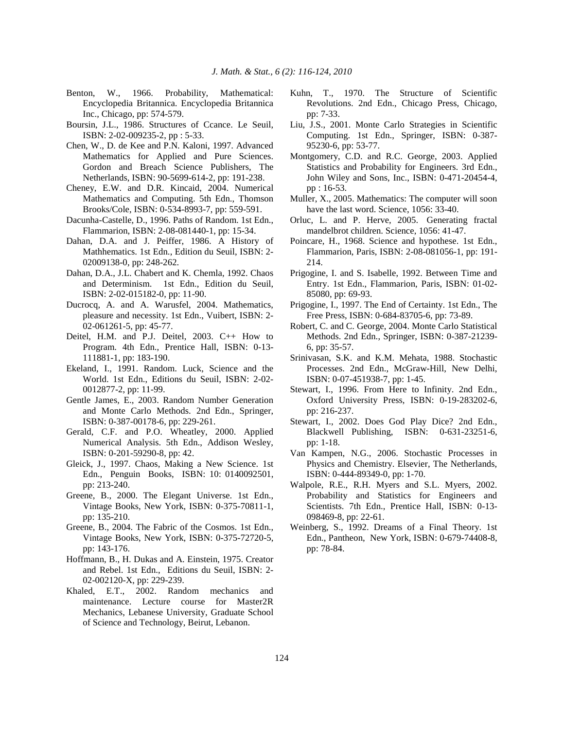Benton, W., 1966. Probability, Mathematical: Encyclopedia Britannica. Encyclopedia Britannica Inc., Chicago, pp: 574-579.

Boursin, J.L., 1986. Structures of Ccance. Le Seuil, ISBN: 2-02-009235-2, pp : 5-33.

Chen, W., D. de Kee and P.N. Kaloni, 1997. Advanced Mathematics for Applied and Pure Sciences. Gordon and Breach Science Publishers, The Netherlands, ISBN: 90-5699-614-2, pp: 191-238.

Cheney, E.W. and D.R. Kincaid, 2004. Numerical Mathematics and Computing. 5th Edn., Thomson Brooks/Cole, ISBN: 0-534-8993-7, pp: 559-591.

Dacunha-Castelle, D., 1996. Paths of Random. 1st Edn., Flammarion, ISBN: 2-08-081440-1, pp: 15-34.

Dahan, D.A. and J. Peiffer, 1986. A History of Mathhematics. 1st Edn., Edition du Seuil, ISBN: 2-02009138-0, pp: 248-262.

Dahan, D.A., J.L. Chabert and K. Chemla, 1992. Chaos and Determinism. 1st Edn., Edition du Seuil, ISBN: 2-02-015182-0, pp: 11-90.

Ducrocq, A. and A. Warusfel, 2004. Mathematics, pleasure and necessity. 1st Edn., Vuibert, ISBN: 2-02-061261-5, pp: 45-77.

Deitel, H.M. and P.J. Deitel, 2003. C++ How to Program. 4th Edn., Prentice Hall, ISBN: 0-13-111881-1, pp: 183-190.

Ekeland, I., 1991. Random. Luck, Science and the World. 1st Edn., Editions du Seuil, ISBN: 2-02-0012877-2, pp: 11-99.

Gentle James, E., 2003. Random Number Generation and Monte Carlo Methods. 2nd Edn., Springer, ISBN: 0-387-00178-6, pp: 229-261.

Gerald, C.F. and P.O. Wheatley, 2000. Applied Numerical Analysis. 5th Edn., Addison Wesley, ISBN: 0-201-59290-8, pp: 42.

Gleick, J., 1997. Chaos, Making a New Science. 1st Edn., Penguin Books, ISBN: 10: 0140092501, pp: 213-240.

Greene, B., 2000. The Elegant Universe. 1st Edn., Vintage Books, New York, ISBN: 0-375-70811-1, pp: 135-210.

Greene, B., 2004. The Fabric of the Cosmos. 1st Edn., Vintage Books, New York, ISBN: 0-375-72720-5, pp: 143-176.

Hoffmann, B., H. Dukas and A. Einstein, 1975. Creator and Rebel. 1st Edn., Editions du Seuil, ISBN: 2-02-002120-X, pp: 229-239.

Khaled, E.T., 2002. Random mechanics and maintenance. Lecture course for Master2R Mechanics, Lebanese University, Graduate School of Science and Technology, Beirut, Lebanon.

Kuhn, T., 1970. The Structure of Scientific Revolutions. 2nd Edn., Chicago Press, Chicago, pp: 7-33.

Liu, J.S., 2001. Monte Carlo Strategies in Scientific Computing. 1st Edn., Springer, ISBN: 0-387-95230-6, pp: 53-77.

Montgomery, C.D. and R.C. George, 2003. Applied Statistics and Probability for Engineers. 3rd Edn., John Wiley and Sons, Inc., ISBN: 0-471-20454-4, pp : 16-53.

Muller, X., 2005. Mathematics: The computer will soon have the last word. Science, 1056: 33-40.

Orluc, L. and P. Herve, 2005. Generating fractal mandelbrot children. Science, 1056: 41-47.

Poincare, H., 1968. Science and hypothese. 1st Edn., Flammarion, Paris, ISBN: 2-08-081056-1, pp: 191-214.

Prigogine, I. and S. Isabelle, 1992. Between Time and Entry. 1st Edn., Flammarion, Paris, ISBN: 01-02-85080, pp: 69-93.

Prigogine, I., 1997. The End of Certainty. 1st Edn., The Free Press, ISBN: 0-684-83705-6, pp: 73-89.

Robert, C. and C. George, 2004. Monte Carlo Statistical Methods. 2nd Edn., Springer, ISBN: 0-387-21239-6, pp: 35-57.

Srinivasan, S.K. and K.M. Mehata, 1988. Stochastic Processes. 2nd Edn., McGraw-Hill, New Delhi, ISBN: 0-07-451938-7, pp: 1-45.

Stewart, I., 1996. From Here to Infinity. 2nd Edn., Oxford University Press, ISBN: 0-19-283202-6, pp: 216-237.

Stewart, I., 2002. Does God Play Dice? 2nd Edn., Blackwell Publishing, ISBN: 0-631-23251-6, pp: 1-18.

Van Kampen, N.G., 2006. Stochastic Processes in Physics and Chemistry. Elsevier, The Netherlands, ISBN: 0-444-89349-0, pp: 1-70.

Walpole, R.E., R.H. Myers and S.L. Myers, 2002. Probability and Statistics for Engineers and Scientists. 7th Edn., Prentice Hall, ISBN: 0-13-098469-8, pp: 22-61.

Weinberg, S., 1992. Dreams of a Final Theory. 1st Edn., Pantheon, New York, ISBN: 0-679-74408-8, pp: 78-84.